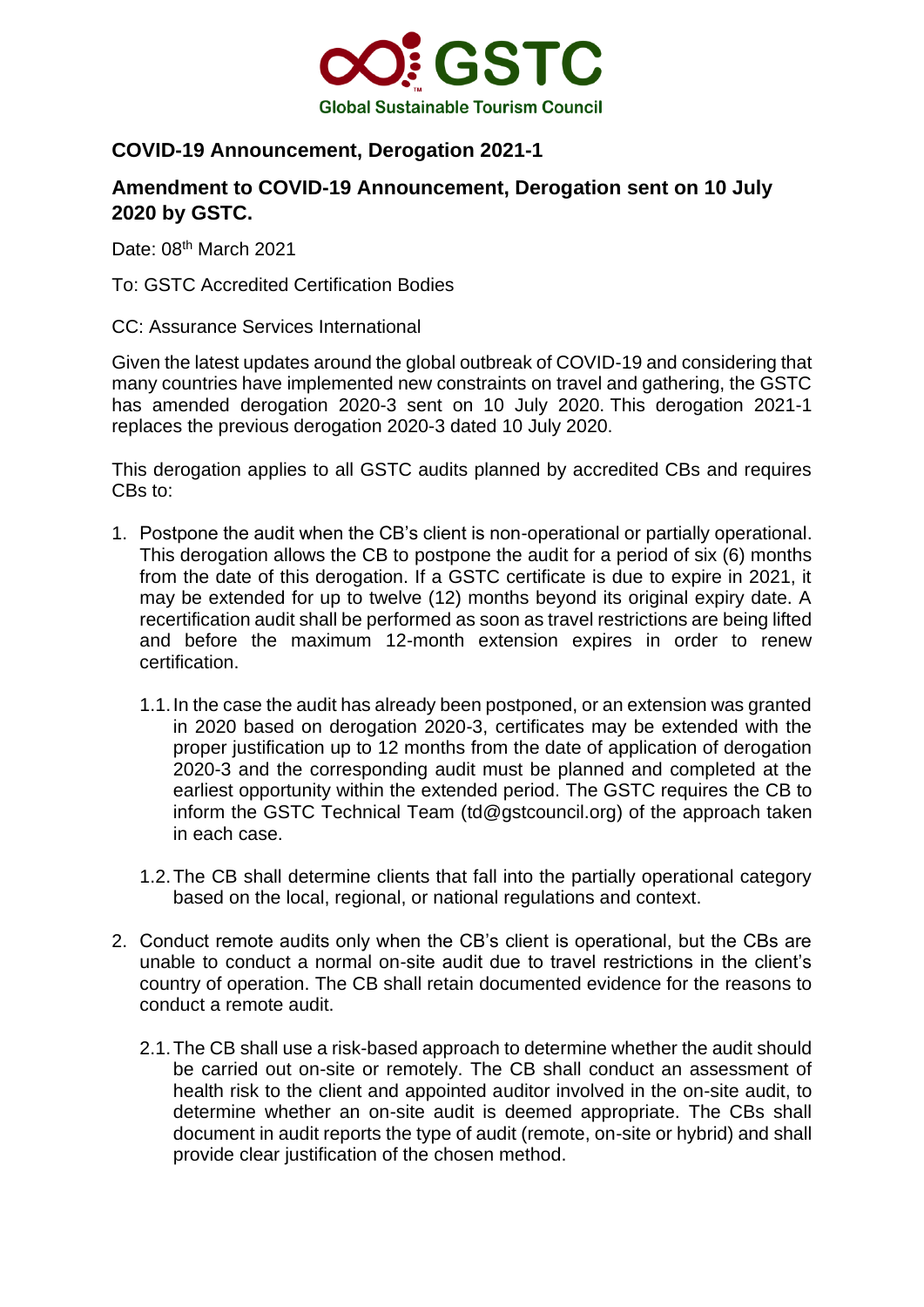# COVID-19 Announcement, Derogation 2021-1

## Amendment to COVID-19 Announcement, Derogation sent on 10 July 2020 by GSTC.

Date: 08th March 2021

To: GSTC Accredited Certification Bodies

CC: Assurance Services International

Given the latest updates around the global outbreak of COVID-19 and considering that many countries have implemented new constraints on travel and gathering, the GSTC has amended derogation 2020-3 sent on 10 July 2020. This derogation 2021-1 replaces the previous derogation 2020-3 dated 10 July 2020.

This derogation applies to all GSTC audits planned by accredited CBs and requires CBs to:

1. Postpone the audit when the CB's client is non-operational or partially operational. This derogation allows the CB to postpone the audit for a period of six (6) months from the date of this derogation. If a GSTC certificate is due to expire in 2021, it may be extended for up to twelve (12) months beyond its original expiry date. A recertification audit shall be performed as soon as travel restrictions are being lifted and before the maximum 12-month extension expires in order to renew certification.

    1.1. In the case the audit has already been postponed, or an extension was granted in 2020 based on derogation 2020-3, certificates may be extended with the proper justification up to 12 months from the date of application of derogation 2020-3 and the corresponding audit must be planned and completed at the earliest opportunity within the extended period. The GSTC requires the CB to inform the GSTC Technical Team (td@gstcouncil.org) of the approach taken in each case.

    1.2. The CB shall determine clients that fall into the partially operational category based on the local, regional, or national regulations and context.

2. Conduct remote audits only when the CB's client is operational, but the CBs are unable to conduct a normal on-site audit due to travel restrictions in the client's country of operation. The CB shall retain documented evidence for the reasons to conduct a remote audit.

    2.1. The CB shall use a risk-based approach to determine whether the audit should be carried out on-site or remotely. The CB shall conduct an assessment of health risk to the client and appointed auditor involved in the on-site audit, to determine whether an on-site audit is deemed appropriate. The CBs shall document in audit reports the type of audit (remote, on-site or hybrid) and shall provide clear justification of the chosen method.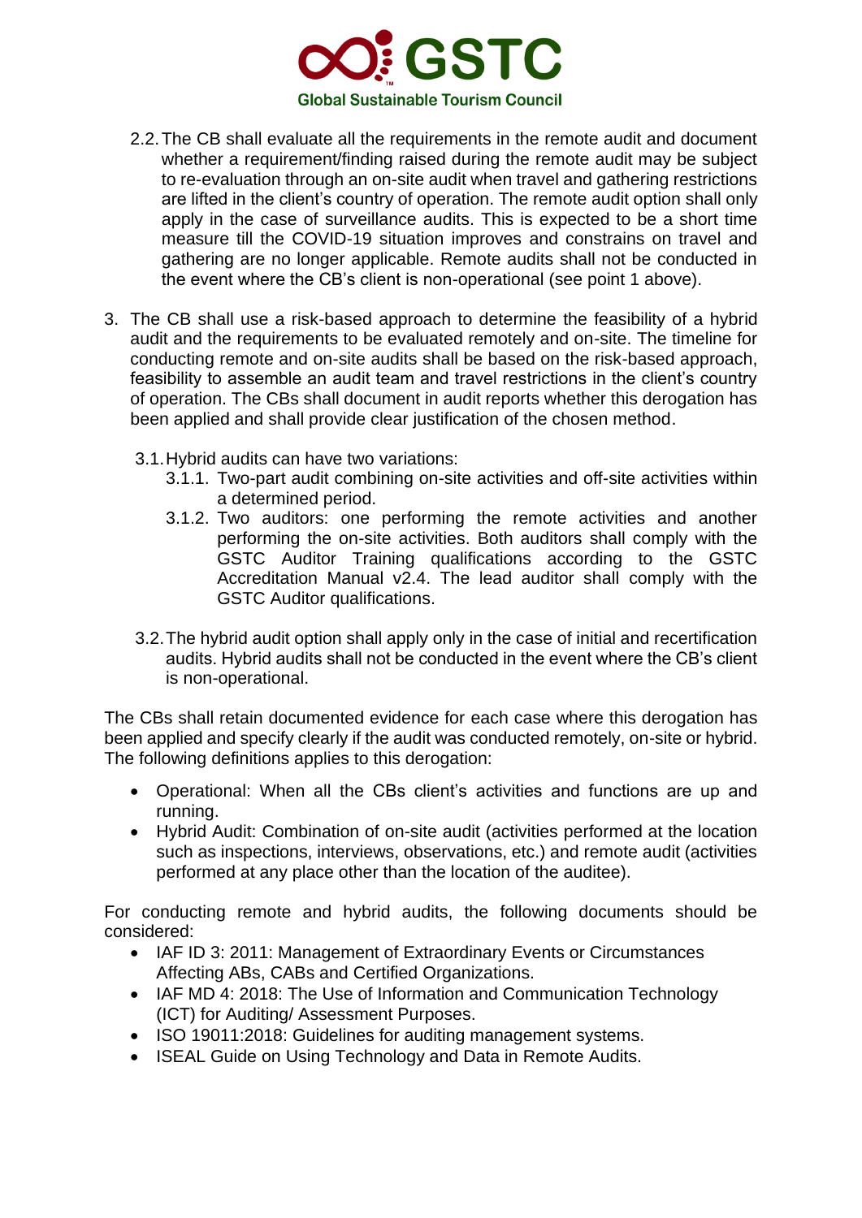2.2. The CB shall evaluate all the requirements in the remote audit and document whether a requirement/finding raised during the remote audit may be subject to re-evaluation through an on-site audit when travel and gathering restrictions are lifted in the client's country of operation. The remote audit option shall only apply in the case of surveillance audits. This is expected to be a short time measure till the COVID-19 situation improves and constrains on travel and gathering are no longer applicable. Remote audits shall not be conducted in the event where the CB's client is non-operational (see point 1 above).

3. The CB shall use a risk-based approach to determine the feasibility of a hybrid audit and the requirements to be evaluated remotely and on-site. The timeline for conducting remote and on-site audits shall be based on the risk-based approach, feasibility to assemble an audit team and travel restrictions in the client's country of operation. The CBs shall document in audit reports whether this derogation has been applied and shall provide clear justification of the chosen method.

   3.1. Hybrid audits can have two variations:
      3.1.1. Two-part audit combining on-site activities and off-site activities within a determined period.
      3.1.2. Two auditors: one performing the remote activities and another performing the on-site activities. Both auditors shall comply with the GSTC Auditor Training qualifications according to the GSTC Accreditation Manual v2.4. The lead auditor shall comply with the GSTC Auditor qualifications.

   3.2. The hybrid audit option shall apply only in the case of initial and recertification audits. Hybrid audits shall not be conducted in the event where the CB's client is non-operational.

The CBs shall retain documented evidence for each case where this derogation has been applied and specify clearly if the audit was conducted remotely, on-site or hybrid. The following definitions applies to this derogation:

- Operational: When all the CBs client's activities and functions are up and running.
- Hybrid Audit: Combination of on-site audit (activities performed at the location such as inspections, interviews, observations, etc.) and remote audit (activities performed at any place other than the location of the auditee).

For conducting remote and hybrid audits, the following documents should be considered:

- IAF ID 3: 2011: Management of Extraordinary Events or Circumstances Affecting ABs, CABs and Certified Organizations.
- IAF MD 4: 2018: The Use of Information and Communication Technology (ICT) for Auditing/ Assessment Purposes.
- ISO 19011:2018: Guidelines for auditing management systems.
- ISEAL Guide on Using Technology and Data in Remote Audits.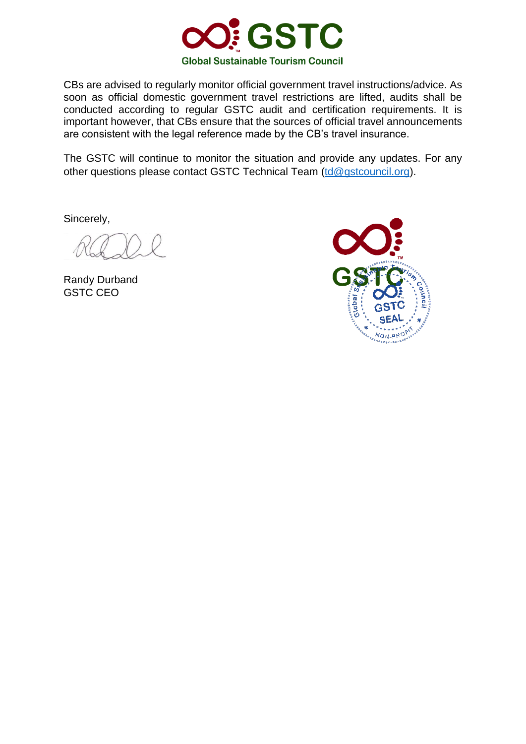CBs are advised to regularly monitor official government travel instructions/advice. As soon as official domestic government travel restrictions are lifted, audits shall be conducted according to regular GSTC audit and certification requirements. It is important however, that CBs ensure that the sources of official travel announcements are consistent with the legal reference made by the CB's travel insurance.

The GSTC will continue to monitor the situation and provide any updates. For any other questions please contact GSTC Technical Team (td@gstcouncil.org).

Sincerely,

Randy Durband
GSTC CEO